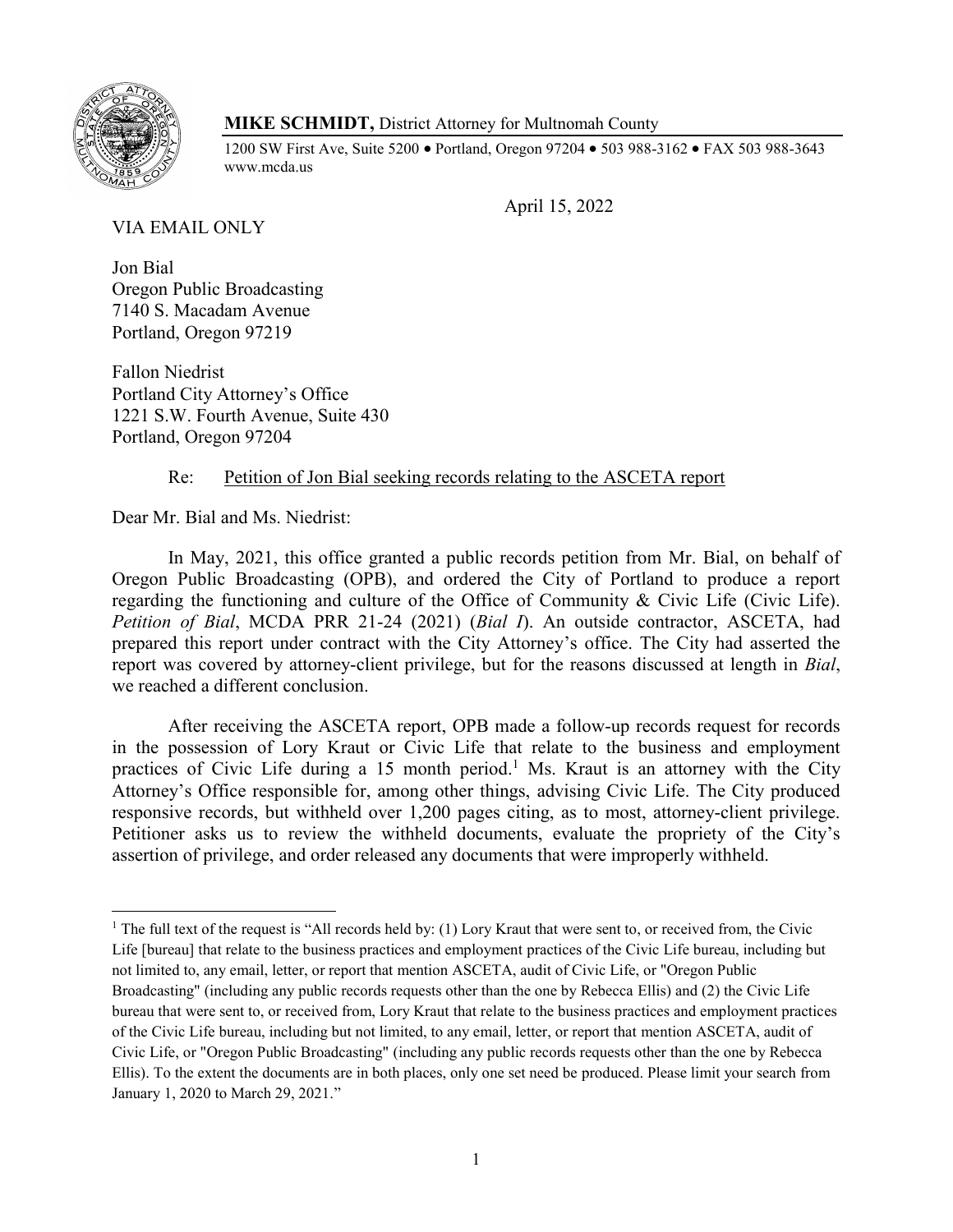**MIKE SCHMIDT,** District Attorney for Multnomah County

1200 SW First Ave, Suite 5200 • Portland, Oregon 97204 • 503 988-3162 • FAX 503 988-3643
www.mcda.us

April 15, 2022

VIA EMAIL ONLY

Jon Bial
Oregon Public Broadcasting
7140 S. Macadam Avenue
Portland, Oregon 97219

Fallon Niedrist
Portland City Attorney's Office
1221 S.W. Fourth Avenue, Suite 430
Portland, Oregon 97204

Re: Petition of Jon Bial seeking records relating to the ASCETA report

Dear Mr. Bial and Ms. Niedrist:

In May, 2021, this office granted a public records petition from Mr. Bial, on behalf of Oregon Public Broadcasting (OPB), and ordered the City of Portland to produce a report regarding the functioning and culture of the Office of Community & Civic Life (Civic Life). *Petition of Bial*, MCDA PRR 21-24 (2021) (*Bial I*). An outside contractor, ASCETA, had prepared this report under contract with the City Attorney's office. The City had asserted the report was covered by attorney-client privilege, but for the reasons discussed at length in *Bial*, we reached a different conclusion.

After receiving the ASCETA report, OPB made a follow-up records request for records in the possession of Lory Kraut or Civic Life that relate to the business and employment practices of Civic Life during a 15 month period.[1] Ms. Kraut is an attorney with the City Attorney's Office responsible for, among other things, advising Civic Life. The City produced responsive records, but withheld over 1,200 pages citing, as to most, attorney-client privilege. Petitioner asks us to review the withheld documents, evaluate the propriety of the City's assertion of privilege, and order released any documents that were improperly withheld.

---

[1] The full text of the request is "All records held by: (1) Lory Kraut that were sent to, or received from, the Civic Life [bureau] that relate to the business practices and employment practices of the Civic Life bureau, including but not limited to, any email, letter, or report that mention ASCETA, audit of Civic Life, or "Oregon Public Broadcasting" (including any public records requests other than the one by Rebecca Ellis) and (2) the Civic Life bureau that were sent to, or received from, Lory Kraut that relate to the business practices and employment practices of the Civic Life bureau, including but not limited, to any email, letter, or report that mention ASCETA, audit of Civic Life, or "Oregon Public Broadcasting" (including any public records requests other than the one by Rebecca Ellis). To the extent the documents are in both places, only one set need be produced. Please limit your search from January 1, 2020 to March 29, 2021."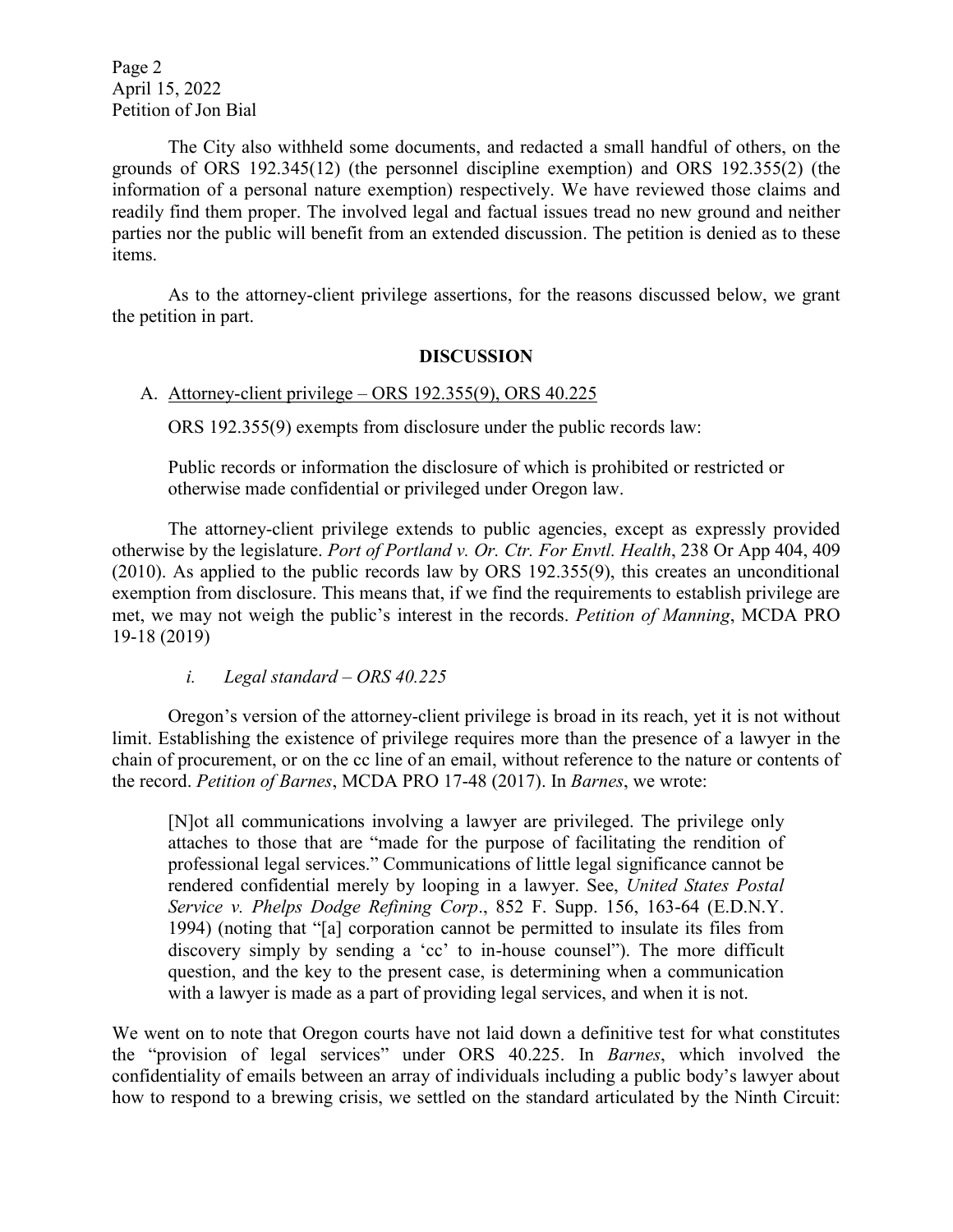The City also withheld some documents, and redacted a small handful of others, on the grounds of ORS 192.345(12) (the personnel discipline exemption) and ORS 192.355(2) (the information of a personal nature exemption) respectively. We have reviewed those claims and readily find them proper. The involved legal and factual issues tread no new ground and neither parties nor the public will benefit from an extended discussion. The petition is denied as to these items.

As to the attorney-client privilege assertions, for the reasons discussed below, we grant the petition in part.

## DISCUSSION

### A. Attorney-client privilege – ORS 192.355(9), ORS 40.225

ORS 192.355(9) exempts from disclosure under the public records law:

> Public records or information the disclosure of which is prohibited or restricted or otherwise made confidential or privileged under Oregon law.

The attorney-client privilege extends to public agencies, except as expressly provided otherwise by the legislature. *Port of Portland v. Or. Ctr. For Envtl. Health*, 238 Or App 404, 409 (2010). As applied to the public records law by ORS 192.355(9), this creates an unconditional exemption from disclosure. This means that, if we find the requirements to establish privilege are met, we may not weigh the public's interest in the records. *Petition of Manning*, MCDA PRO 19-18 (2019)

#### *i. Legal standard – ORS 40.225*

Oregon's version of the attorney-client privilege is broad in its reach, yet it is not without limit. Establishing the existence of privilege requires more than the presence of a lawyer in the chain of procurement, or on the cc line of an email, without reference to the nature or contents of the record. *Petition of Barnes*, MCDA PRO 17-48 (2017). In *Barnes*, we wrote:

> [N]ot all communications involving a lawyer are privileged. The privilege only attaches to those that are "made for the purpose of facilitating the rendition of professional legal services." Communications of little legal significance cannot be rendered confidential merely by looping in a lawyer. See, *United States Postal Service v. Phelps Dodge Refining Corp*., 852 F. Supp. 156, 163-64 (E.D.N.Y. 1994) (noting that "[a] corporation cannot be permitted to insulate its files from discovery simply by sending a 'cc' to in-house counsel"). The more difficult question, and the key to the present case, is determining when a communication with a lawyer is made as a part of providing legal services, and when it is not.

We went on to note that Oregon courts have not laid down a definitive test for what constitutes the "provision of legal services" under ORS 40.225. In *Barnes*, which involved the confidentiality of emails between an array of individuals including a public body's lawyer about how to respond to a brewing crisis, we settled on the standard articulated by the Ninth Circuit: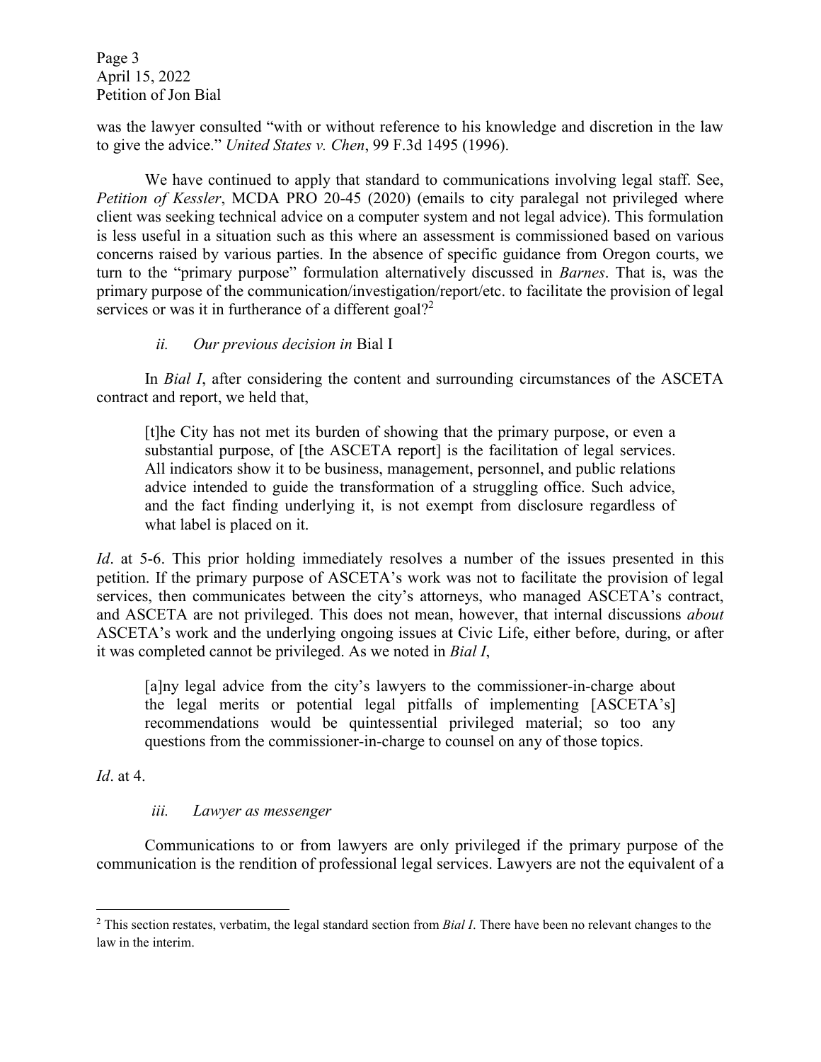was the lawyer consulted "with or without reference to his knowledge and discretion in the law to give the advice." *United States v. Chen*, 99 F.3d 1495 (1996).

We have continued to apply that standard to communications involving legal staff. See, *Petition of Kessler*, MCDA PRO 20-45 (2020) (emails to city paralegal not privileged where client was seeking technical advice on a computer system and not legal advice). This formulation is less useful in a situation such as this where an assessment is commissioned based on various concerns raised by various parties. In the absence of specific guidance from Oregon courts, we turn to the "primary purpose" formulation alternatively discussed in *Barnes*. That is, was the primary purpose of the communication/investigation/report/etc. to facilitate the provision of legal services or was it in furtherance of a different goal?[2]

#### *ii. Our previous decision in* Bial I

In *Bial I*, after considering the content and surrounding circumstances of the ASCETA contract and report, we held that,

> [t]he City has not met its burden of showing that the primary purpose, or even a substantial purpose, of [the ASCETA report] is the facilitation of legal services. All indicators show it to be business, management, personnel, and public relations advice intended to guide the transformation of a struggling office. Such advice, and the fact finding underlying it, is not exempt from disclosure regardless of what label is placed on it.

*Id*. at 5-6. This prior holding immediately resolves a number of the issues presented in this petition. If the primary purpose of ASCETA's work was not to facilitate the provision of legal services, then communicates between the city's attorneys, who managed ASCETA's contract, and ASCETA are not privileged. This does not mean, however, that internal discussions *about* ASCETA's work and the underlying ongoing issues at Civic Life, either before, during, or after it was completed cannot be privileged. As we noted in *Bial I*,

> [a]ny legal advice from the city's lawyers to the commissioner-in-charge about the legal merits or potential legal pitfalls of implementing [ASCETA's] recommendations would be quintessential privileged material; so too any questions from the commissioner-in-charge to counsel on any of those topics.

*Id*. at 4.

#### *iii. Lawyer as messenger*

Communications to or from lawyers are only privileged if the primary purpose of the communication is the rendition of professional legal services. Lawyers are not the equivalent of a

[2] This section restates, verbatim, the legal standard section from *Bial I*. There have been no relevant changes to the law in the interim.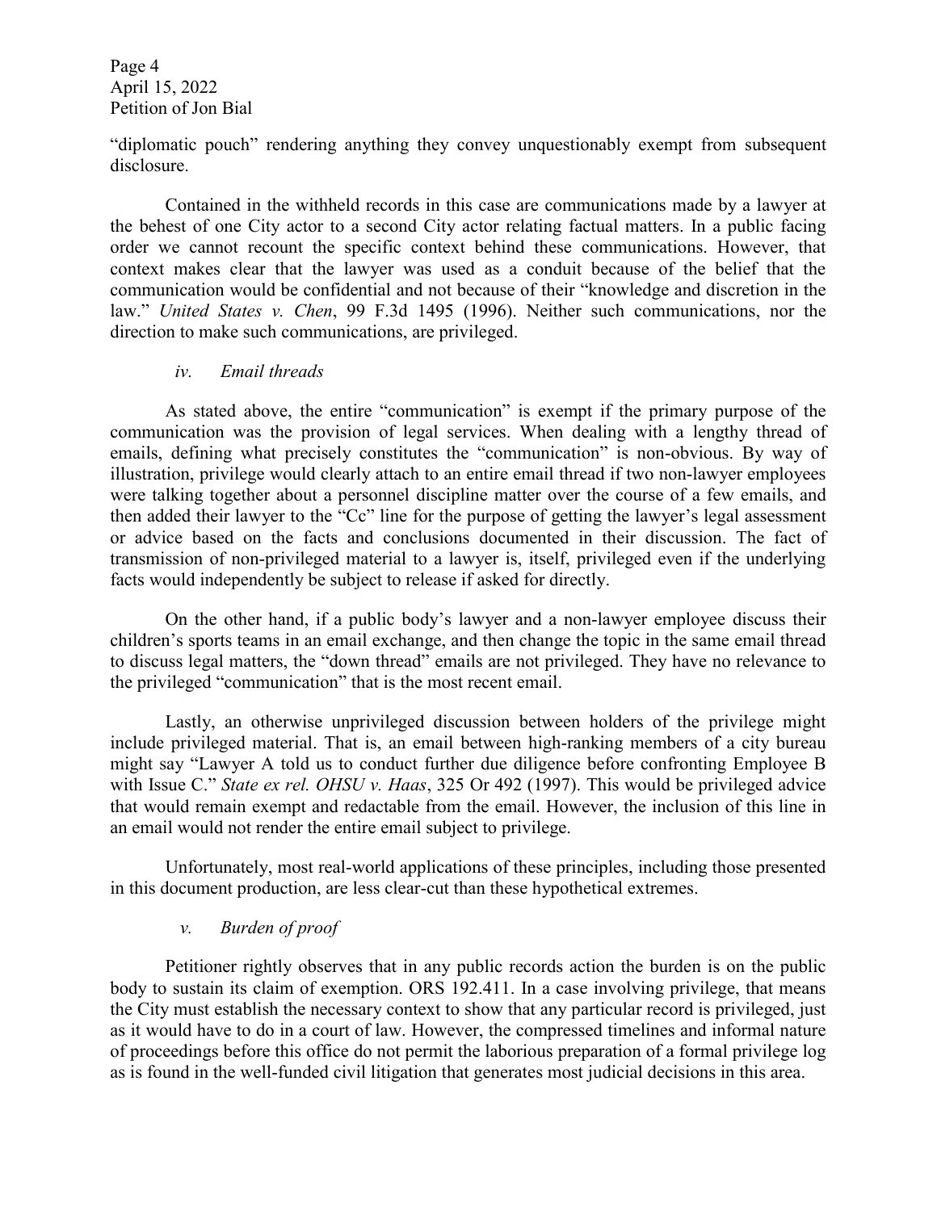"diplomatic pouch" rendering anything they convey unquestionably exempt from subsequent disclosure.

Contained in the withheld records in this case are communications made by a lawyer at the behest of one City actor to a second City actor relating factual matters. In a public facing order we cannot recount the specific context behind these communications. However, that context makes clear that the lawyer was used as a conduit because of the belief that the communication would be confidential and not because of their "knowledge and discretion in the law." *United States v. Chen*, 99 F.3d 1495 (1996). Neither such communications, nor the direction to make such communications, are privileged.

*iv. Email threads*

As stated above, the entire "communication" is exempt if the primary purpose of the communication was the provision of legal services. When dealing with a lengthy thread of emails, defining what precisely constitutes the "communication" is non-obvious. By way of illustration, privilege would clearly attach to an entire email thread if two non-lawyer employees were talking together about a personnel discipline matter over the course of a few emails, and then added their lawyer to the "Cc" line for the purpose of getting the lawyer's legal assessment or advice based on the facts and conclusions documented in their discussion. The fact of transmission of non-privileged material to a lawyer is, itself, privileged even if the underlying facts would independently be subject to release if asked for directly.

On the other hand, if a public body's lawyer and a non-lawyer employee discuss their children's sports teams in an email exchange, and then change the topic in the same email thread to discuss legal matters, the "down thread" emails are not privileged. They have no relevance to the privileged "communication" that is the most recent email.

Lastly, an otherwise unprivileged discussion between holders of the privilege might include privileged material. That is, an email between high-ranking members of a city bureau might say "Lawyer A told us to conduct further due diligence before confronting Employee B with Issue C." *State ex rel. OHSU v. Haas*, 325 Or 492 (1997). This would be privileged advice that would remain exempt and redactable from the email. However, the inclusion of this line in an email would not render the entire email subject to privilege.

Unfortunately, most real-world applications of these principles, including those presented in this document production, are less clear-cut than these hypothetical extremes.

*v. Burden of proof*

Petitioner rightly observes that in any public records action the burden is on the public body to sustain its claim of exemption. ORS 192.411. In a case involving privilege, that means the City must establish the necessary context to show that any particular record is privileged, just as it would have to do in a court of law. However, the compressed timelines and informal nature of proceedings before this office do not permit the laborious preparation of a formal privilege log as is found in the well-funded civil litigation that generates most judicial decisions in this area.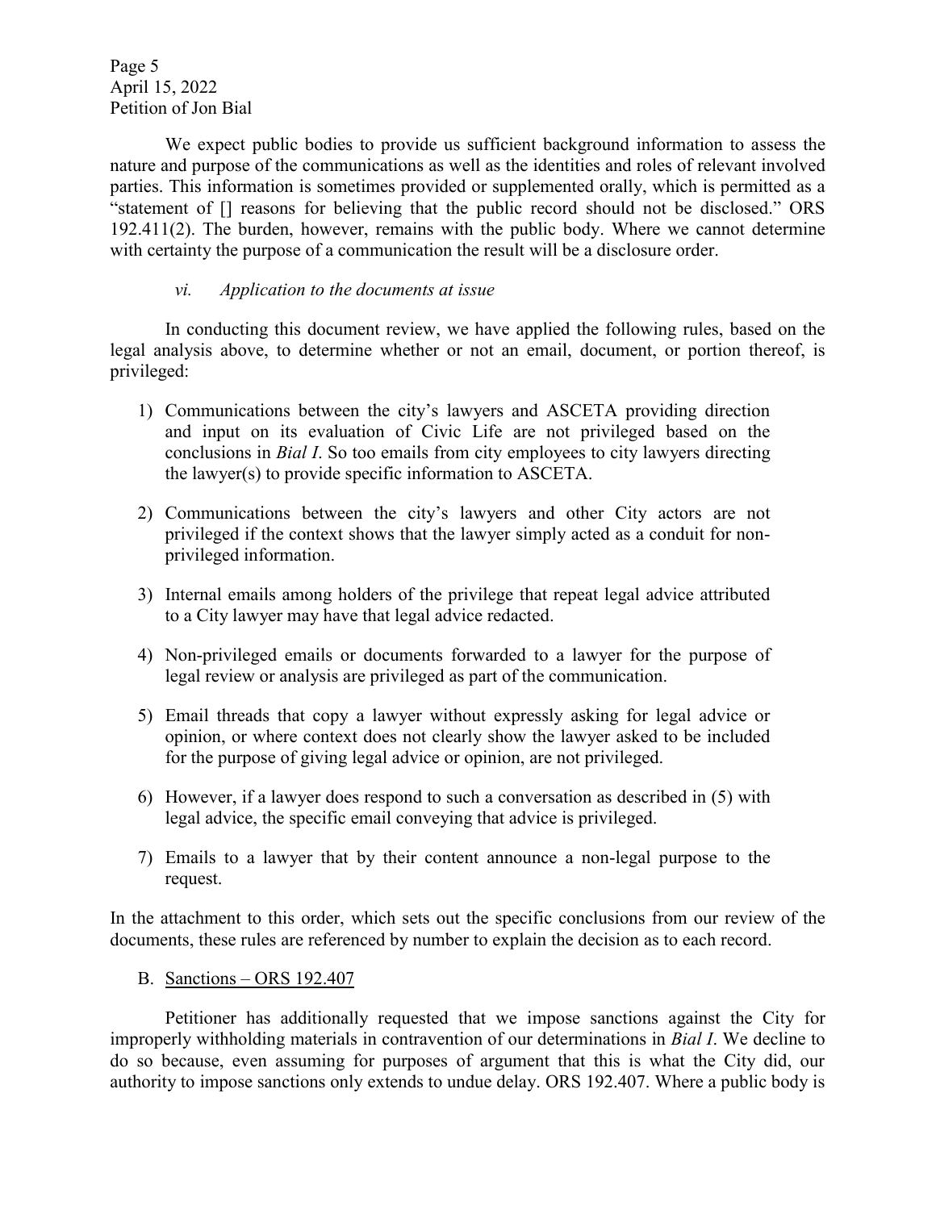We expect public bodies to provide us sufficient background information to assess the nature and purpose of the communications as well as the identities and roles of relevant involved parties. This information is sometimes provided or supplemented orally, which is permitted as a "statement of [] reasons for believing that the public record should not be disclosed." ORS 192.411(2). The burden, however, remains with the public body. Where we cannot determine with certainty the purpose of a communication the result will be a disclosure order.

*vi. Application to the documents at issue*

In conducting this document review, we have applied the following rules, based on the legal analysis above, to determine whether or not an email, document, or portion thereof, is privileged:

1) Communications between the city's lawyers and ASCETA providing direction and input on its evaluation of Civic Life are not privileged based on the conclusions in *Bial I*. So too emails from city employees to city lawyers directing the lawyer(s) to provide specific information to ASCETA.

2) Communications between the city's lawyers and other City actors are not privileged if the context shows that the lawyer simply acted as a conduit for non-privileged information.

3) Internal emails among holders of the privilege that repeat legal advice attributed to a City lawyer may have that legal advice redacted.

4) Non-privileged emails or documents forwarded to a lawyer for the purpose of legal review or analysis are privileged as part of the communication.

5) Email threads that copy a lawyer without expressly asking for legal advice or opinion, or where context does not clearly show the lawyer asked to be included for the purpose of giving legal advice or opinion, are not privileged.

6) However, if a lawyer does respond to such a conversation as described in (5) with legal advice, the specific email conveying that advice is privileged.

7) Emails to a lawyer that by their content announce a non-legal purpose to the request.

In the attachment to this order, which sets out the specific conclusions from our review of the documents, these rules are referenced by number to explain the decision as to each record.

B. Sanctions – ORS 192.407

Petitioner has additionally requested that we impose sanctions against the City for improperly withholding materials in contravention of our determinations in *Bial I*. We decline to do so because, even assuming for purposes of argument that this is what the City did, our authority to impose sanctions only extends to undue delay. ORS 192.407. Where a public body is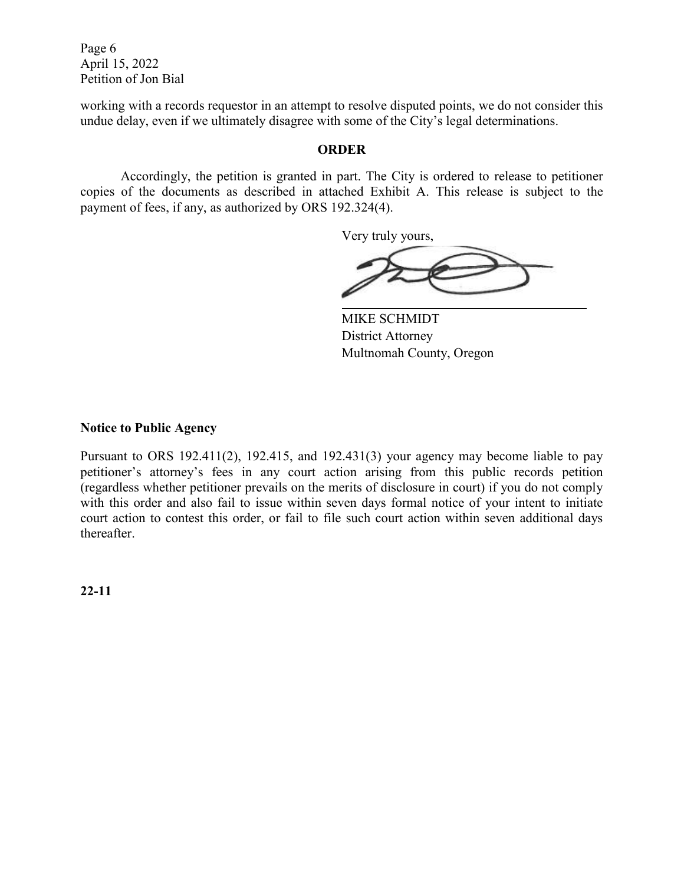working with a records requestor in an attempt to resolve disputed points, we do not consider this undue delay, even if we ultimately disagree with some of the City's legal determinations.

## ORDER

Accordingly, the petition is granted in part. The City is ordered to release to petitioner copies of the documents as described in attached Exhibit A. This release is subject to the payment of fees, if any, as authorized by ORS 192.324(4).

Very truly yours,

MIKE SCHMIDT
District Attorney
Multnomah County, Oregon

**Notice to Public Agency**

Pursuant to ORS 192.411(2), 192.415, and 192.431(3) your agency may become liable to pay petitioner's attorney's fees in any court action arising from this public records petition (regardless whether petitioner prevails on the merits of disclosure in court) if you do not comply with this order and also fail to issue within seven days formal notice of your intent to initiate court action to contest this order, or fail to file such court action within seven additional days thereafter.

**22-11**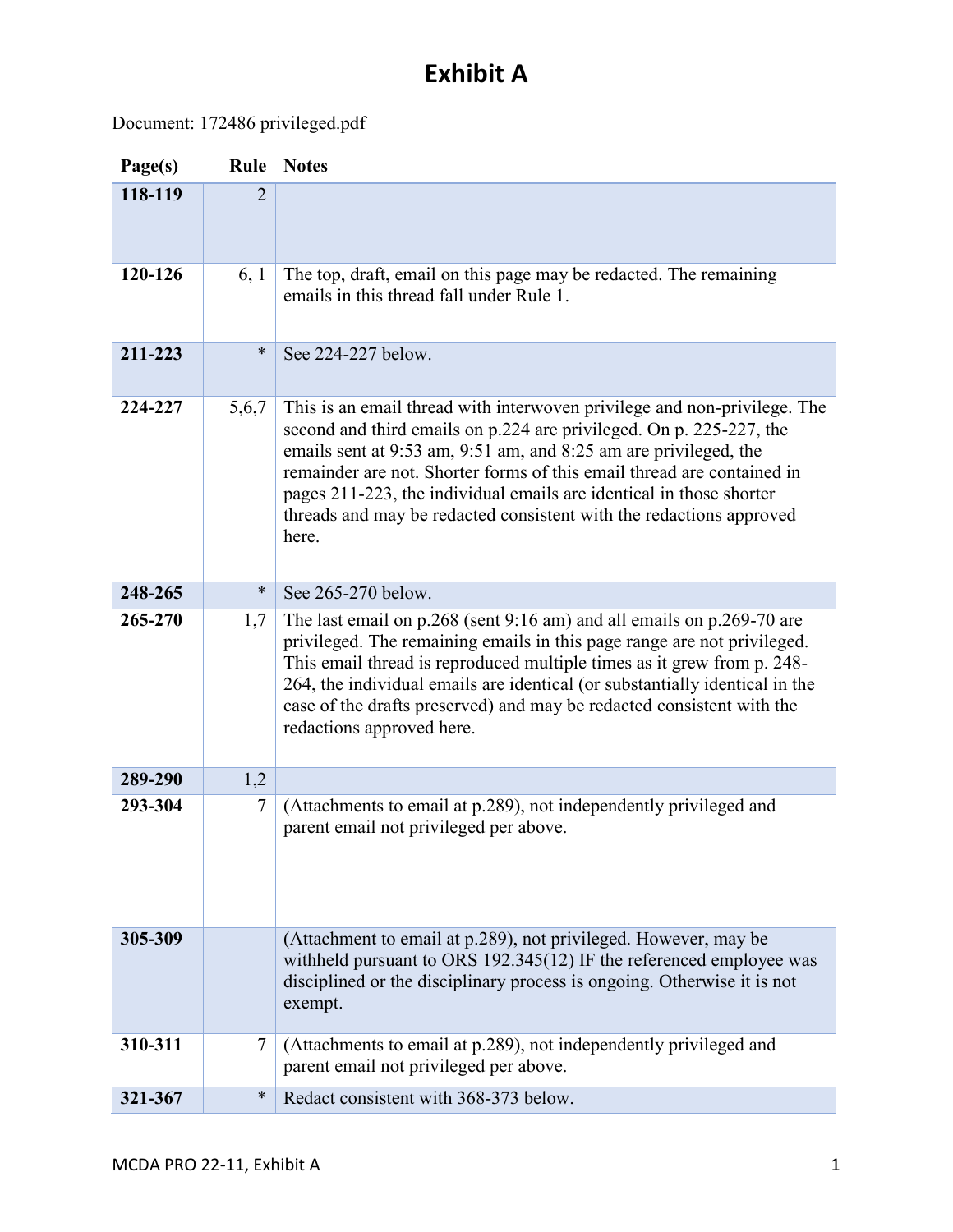# Exhibit A

Document: 172486 privileged.pdf

| Page(s) | Rule | Notes |
|---|---|---|
| 118-119 | 2 | |
| 120-126 | 6, 1 | The top, draft, email on this page may be redacted. The remaining emails in this thread fall under Rule 1. |
| 211-223 | * | See 224-227 below. |
| 224-227 | 5,6,7 | This is an email thread with interwoven privilege and non-privilege. The second and third emails on p.224 are privileged. On p. 225-227, the emails sent at 9:53 am, 9:51 am, and 8:25 am are privileged, the remainder are not. Shorter forms of this email thread are contained in pages 211-223, the individual emails are identical in those shorter threads and may be redacted consistent with the redactions approved here. |
| 248-265 | * | See 265-270 below. |
| 265-270 | 1,7 | The last email on p.268 (sent 9:16 am) and all emails on p.269-70 are privileged. The remaining emails in this page range are not privileged. This email thread is reproduced multiple times as it grew from p. 248-264, the individual emails are identical (or substantially identical in the case of the drafts preserved) and may be redacted consistent with the redactions approved here. |
| 289-290 | 1,2 | |
| 293-304 | 7 | (Attachments to email at p.289), not independently privileged and parent email not privileged per above. |
| 305-309 | | (Attachment to email at p.289), not privileged. However, may be withheld pursuant to ORS 192.345(12) IF the referenced employee was disciplined or the disciplinary process is ongoing. Otherwise it is not exempt. |
| 310-311 | 7 | (Attachments to email at p.289), not independently privileged and parent email not privileged per above. |
| 321-367 | * | Redact consistent with 368-373 below. |

MCDA PRO 22-11, Exhibit A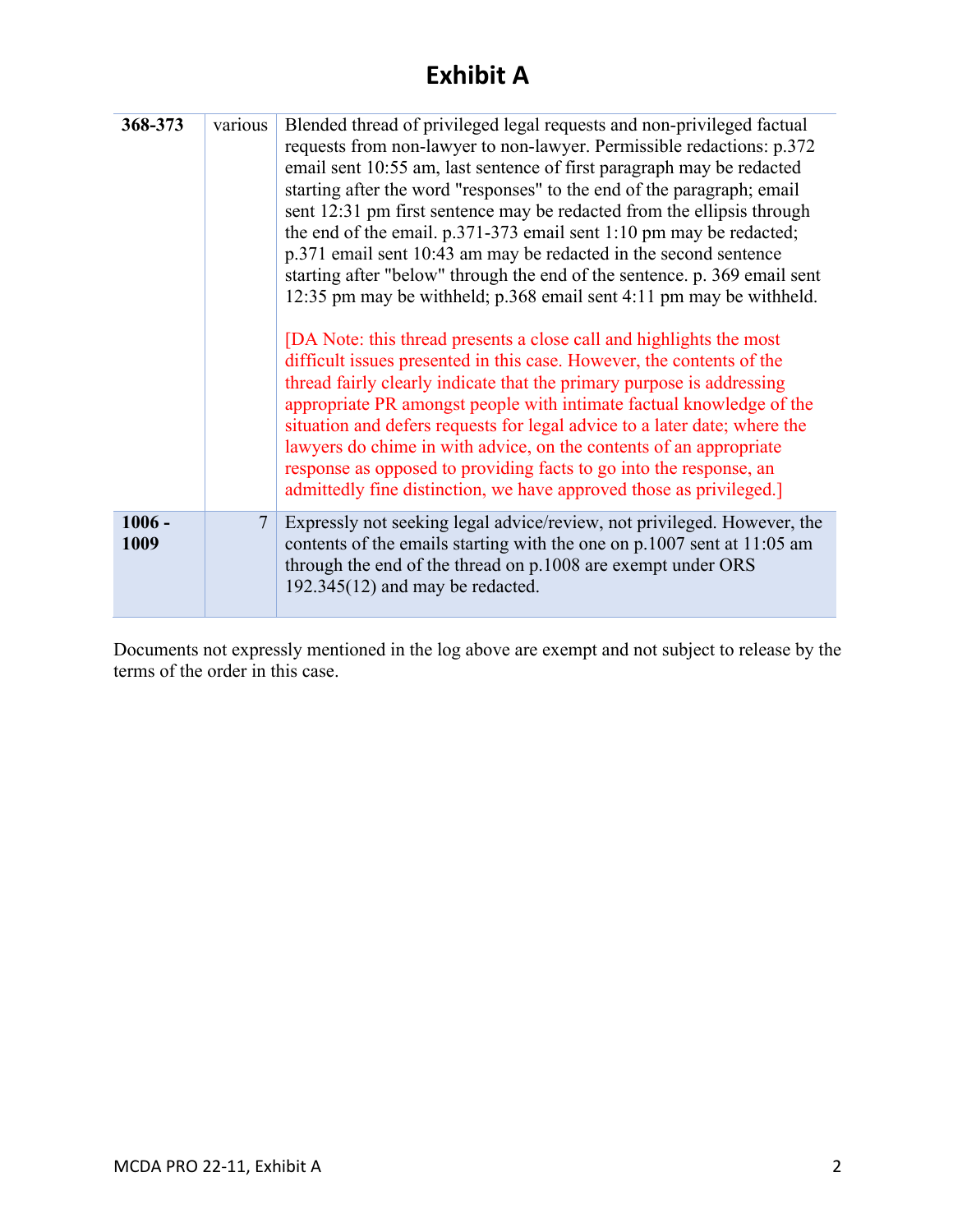# Exhibit A

| | | |
|---|---|---|
| **368-373** | various | Blended thread of privileged legal requests and non-privileged factual requests from non-lawyer to non-lawyer. Permissible redactions: p.372 email sent 10:55 am, last sentence of first paragraph may be redacted starting after the word "responses" to the end of the paragraph; email sent 12:31 pm first sentence may be redacted from the ellipsis through the end of the email. p.371-373 email sent 1:10 pm may be redacted; p.371 email sent 10:43 am may be redacted in the second sentence starting after "below" through the end of the sentence. p. 369 email sent 12:35 pm may be withheld; p.368 email sent 4:11 pm may be withheld.<br><br>[DA Note: this thread presents a close call and highlights the most difficult issues presented in this case. However, the contents of the thread fairly clearly indicate that the primary purpose is addressing appropriate PR amongst people with intimate factual knowledge of the situation and defers requests for legal advice to a later date; where the lawyers do chime in with advice, on the contents of an appropriate response as opposed to providing facts to go into the response, an admittedly fine distinction, we have approved those as privileged.] |
| **1006 - 1009** | 7 | Expressly not seeking legal advice/review, not privileged. However, the contents of the emails starting with the one on p.1007 sent at 11:05 am through the end of the thread on p.1008 are exempt under ORS 192.345(12) and may be redacted. |

Documents not expressly mentioned in the log above are exempt and not subject to release by the terms of the order in this case.